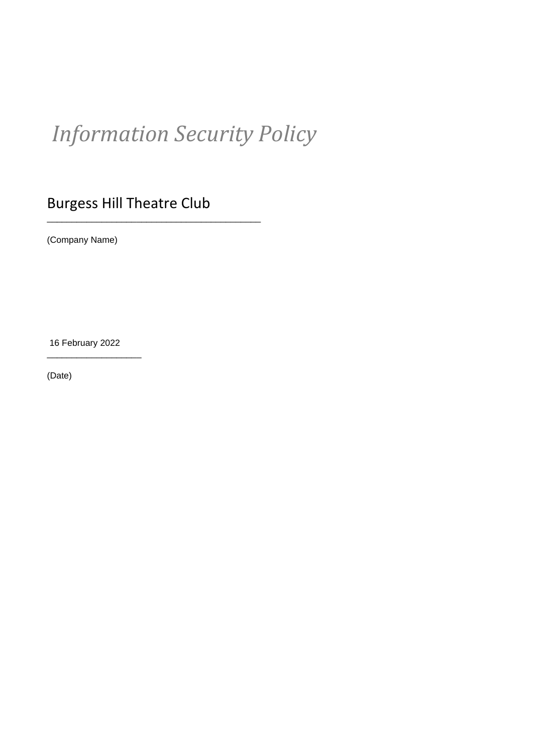# *Information Security Policy*

Burgess Hill Theatre Club
______________________________________

(Company Name)

16 February 2022
__________________

(Date)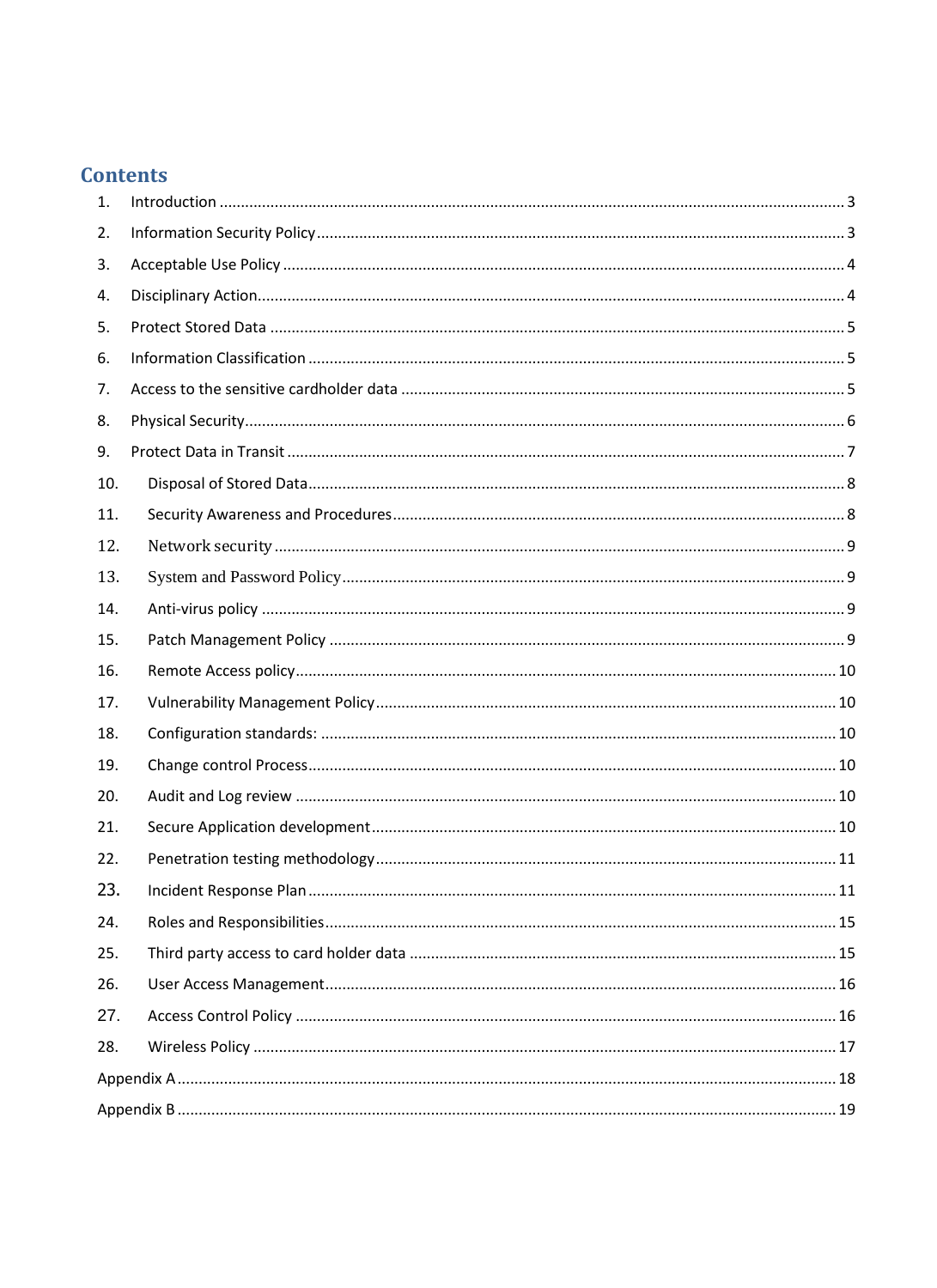# Contents

1. Introduction ..... 3
2. Information Security Policy ..... 3
3. Acceptable Use Policy ..... 4
4. Disciplinary Action ..... 4
5. Protect Stored Data ..... 5
6. Information Classification ..... 5
7. Access to the sensitive cardholder data ..... 5
8. Physical Security ..... 6
9. Protect Data in Transit ..... 7
10. Disposal of Stored Data ..... 8
11. Security Awareness and Procedures ..... 8
12. Network security ..... 9
13. System and Password Policy ..... 9
14. Anti-virus policy ..... 9
15. Patch Management Policy ..... 9
16. Remote Access policy ..... 10
17. Vulnerability Management Policy ..... 10
18. Configuration standards: ..... 10
19. Change control Process ..... 10
20. Audit and Log review ..... 10
21. Secure Application development ..... 10
22. Penetration testing methodology ..... 11
23. Incident Response Plan ..... 11
24. Roles and Responsibilities ..... 15
25. Third party access to card holder data ..... 15
26. User Access Management ..... 16
27. Access Control Policy ..... 16
28. Wireless Policy ..... 17

Appendix A ..... 18

Appendix B ..... 19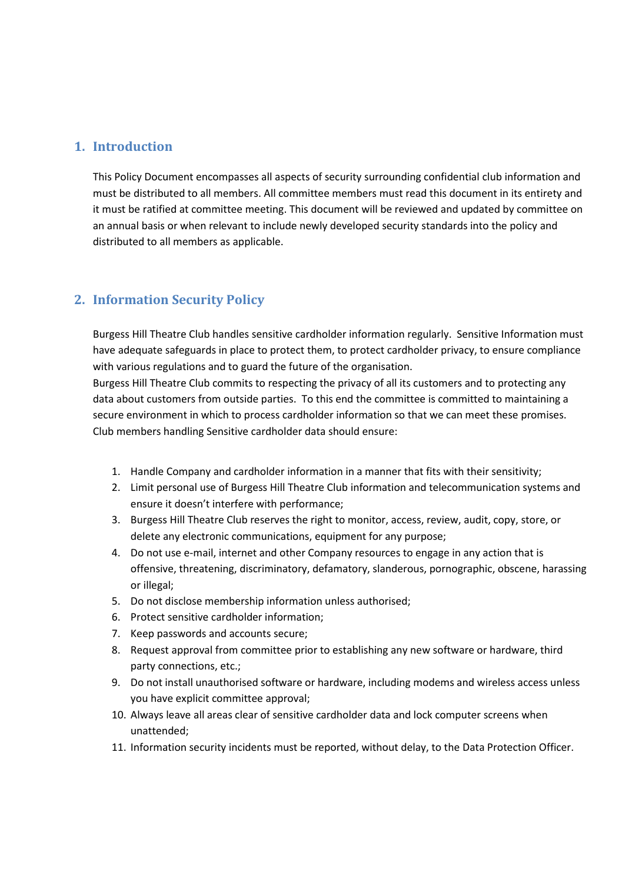## 1. Introduction

This Policy Document encompasses all aspects of security surrounding confidential club information and must be distributed to all members. All committee members must read this document in its entirety and it must be ratified at committee meeting. This document will be reviewed and updated by committee on an annual basis or when relevant to include newly developed security standards into the policy and distributed to all members as applicable.

## 2. Information Security Policy

Burgess Hill Theatre Club handles sensitive cardholder information regularly. Sensitive Information must have adequate safeguards in place to protect them, to protect cardholder privacy, to ensure compliance with various regulations and to guard the future of the organisation.
Burgess Hill Theatre Club commits to respecting the privacy of all its customers and to protecting any data about customers from outside parties. To this end the committee is committed to maintaining a secure environment in which to process cardholder information so that we can meet these promises.
Club members handling Sensitive cardholder data should ensure:

1. Handle Company and cardholder information in a manner that fits with their sensitivity;
2. Limit personal use of Burgess Hill Theatre Club information and telecommunication systems and ensure it doesn't interfere with performance;
3. Burgess Hill Theatre Club reserves the right to monitor, access, review, audit, copy, store, or delete any electronic communications, equipment for any purpose;
4. Do not use e-mail, internet and other Company resources to engage in any action that is offensive, threatening, discriminatory, defamatory, slanderous, pornographic, obscene, harassing or illegal;
5. Do not disclose membership information unless authorised;
6. Protect sensitive cardholder information;
7. Keep passwords and accounts secure;
8. Request approval from committee prior to establishing any new software or hardware, third party connections, etc.;
9. Do not install unauthorised software or hardware, including modems and wireless access unless you have explicit committee approval;
10. Always leave all areas clear of sensitive cardholder data and lock computer screens when unattended;
11. Information security incidents must be reported, without delay, to the Data Protection Officer.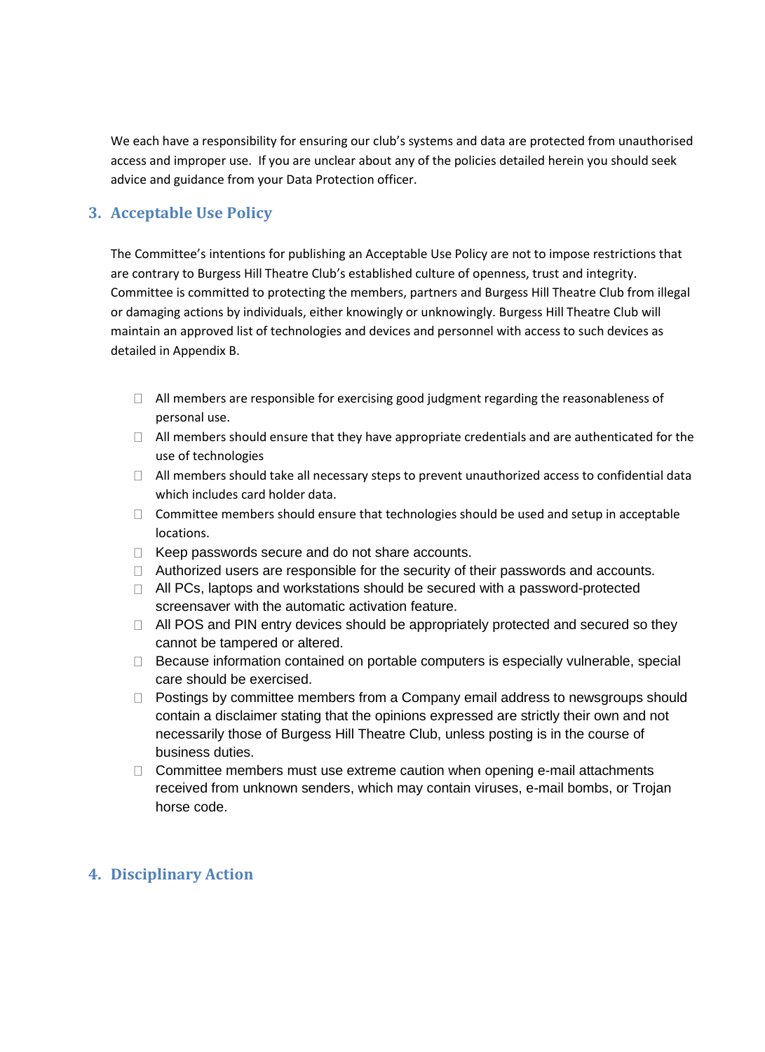We each have a responsibility for ensuring our club's systems and data are protected from unauthorised access and improper use. If you are unclear about any of the policies detailed herein you should seek advice and guidance from your Data Protection officer.

## 3. Acceptable Use Policy

The Committee's intentions for publishing an Acceptable Use Policy are not to impose restrictions that are contrary to Burgess Hill Theatre Club's established culture of openness, trust and integrity. Committee is committed to protecting the members, partners and Burgess Hill Theatre Club from illegal or damaging actions by individuals, either knowingly or unknowingly. Burgess Hill Theatre Club will maintain an approved list of technologies and devices and personnel with access to such devices as detailed in Appendix B.

- All members are responsible for exercising good judgment regarding the reasonableness of personal use.
- All members should ensure that they have appropriate credentials and are authenticated for the use of technologies
- All members should take all necessary steps to prevent unauthorized access to confidential data which includes card holder data.
- Committee members should ensure that technologies should be used and setup in acceptable locations.
- Keep passwords secure and do not share accounts.
- Authorized users are responsible for the security of their passwords and accounts.
- All PCs, laptops and workstations should be secured with a password-protected screensaver with the automatic activation feature.
- All POS and PIN entry devices should be appropriately protected and secured so they cannot be tampered or altered.
- Because information contained on portable computers is especially vulnerable, special care should be exercised.
- Postings by committee members from a Company email address to newsgroups should contain a disclaimer stating that the opinions expressed are strictly their own and not necessarily those of Burgess Hill Theatre Club, unless posting is in the course of business duties.
- Committee members must use extreme caution when opening e-mail attachments received from unknown senders, which may contain viruses, e-mail bombs, or Trojan horse code.

## 4. Disciplinary Action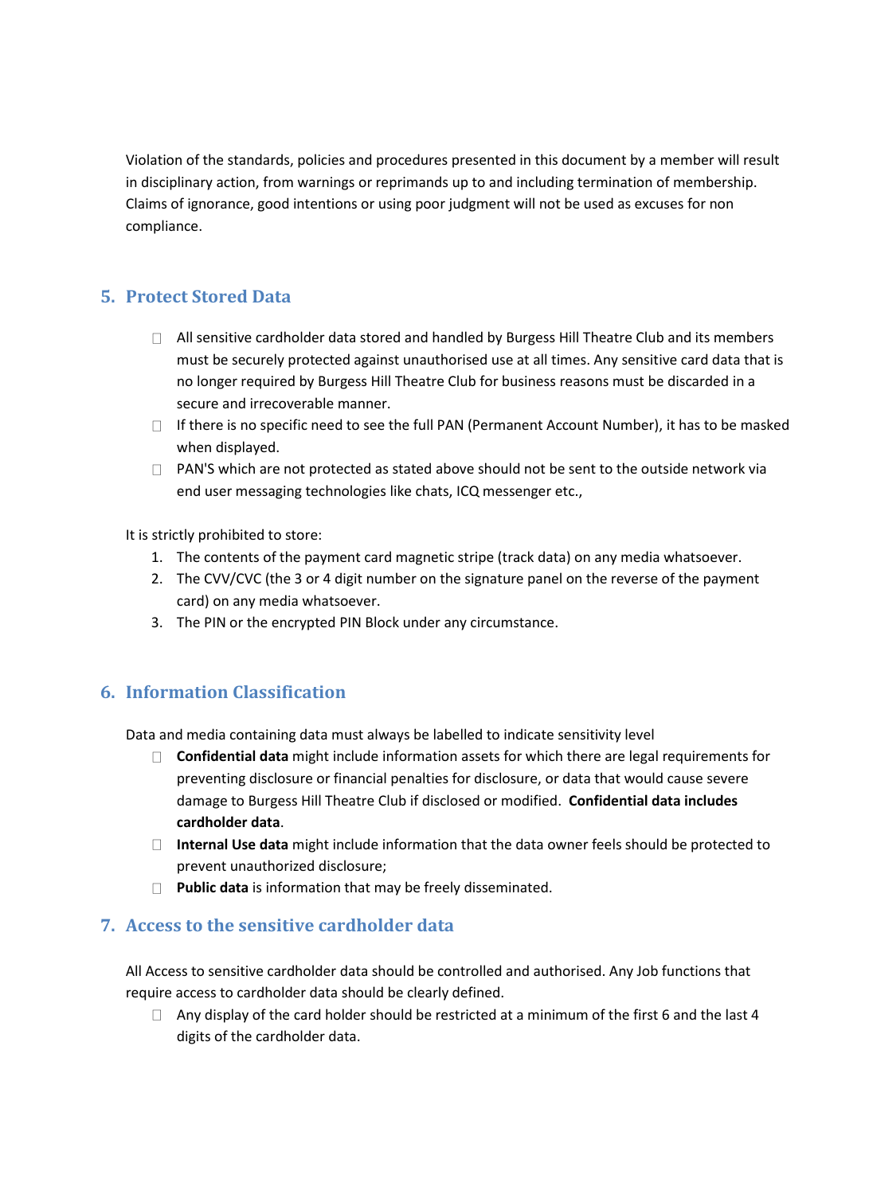Violation of the standards, policies and procedures presented in this document by a member will result in disciplinary action, from warnings or reprimands up to and including termination of membership. Claims of ignorance, good intentions or using poor judgment will not be used as excuses for non compliance.

## 5. Protect Stored Data

- All sensitive cardholder data stored and handled by Burgess Hill Theatre Club and its members must be securely protected against unauthorised use at all times. Any sensitive card data that is no longer required by Burgess Hill Theatre Club for business reasons must be discarded in a secure and irrecoverable manner.
- If there is no specific need to see the full PAN (Permanent Account Number), it has to be masked when displayed.
- PAN'S which are not protected as stated above should not be sent to the outside network via end user messaging technologies like chats, ICQ messenger etc.,

It is strictly prohibited to store:

1. The contents of the payment card magnetic stripe (track data) on any media whatsoever.
2. The CVV/CVC (the 3 or 4 digit number on the signature panel on the reverse of the payment card) on any media whatsoever.
3. The PIN or the encrypted PIN Block under any circumstance.

## 6. Information Classification

Data and media containing data must always be labelled to indicate sensitivity level

- **Confidential data** might include information assets for which there are legal requirements for preventing disclosure or financial penalties for disclosure, or data that would cause severe damage to Burgess Hill Theatre Club if disclosed or modified. **Confidential data includes cardholder data**.
- **Internal Use data** might include information that the data owner feels should be protected to prevent unauthorized disclosure;
- **Public data** is information that may be freely disseminated.

## 7. Access to the sensitive cardholder data

All Access to sensitive cardholder data should be controlled and authorised. Any Job functions that require access to cardholder data should be clearly defined.

- Any display of the card holder should be restricted at a minimum of the first 6 and the last 4 digits of the cardholder data.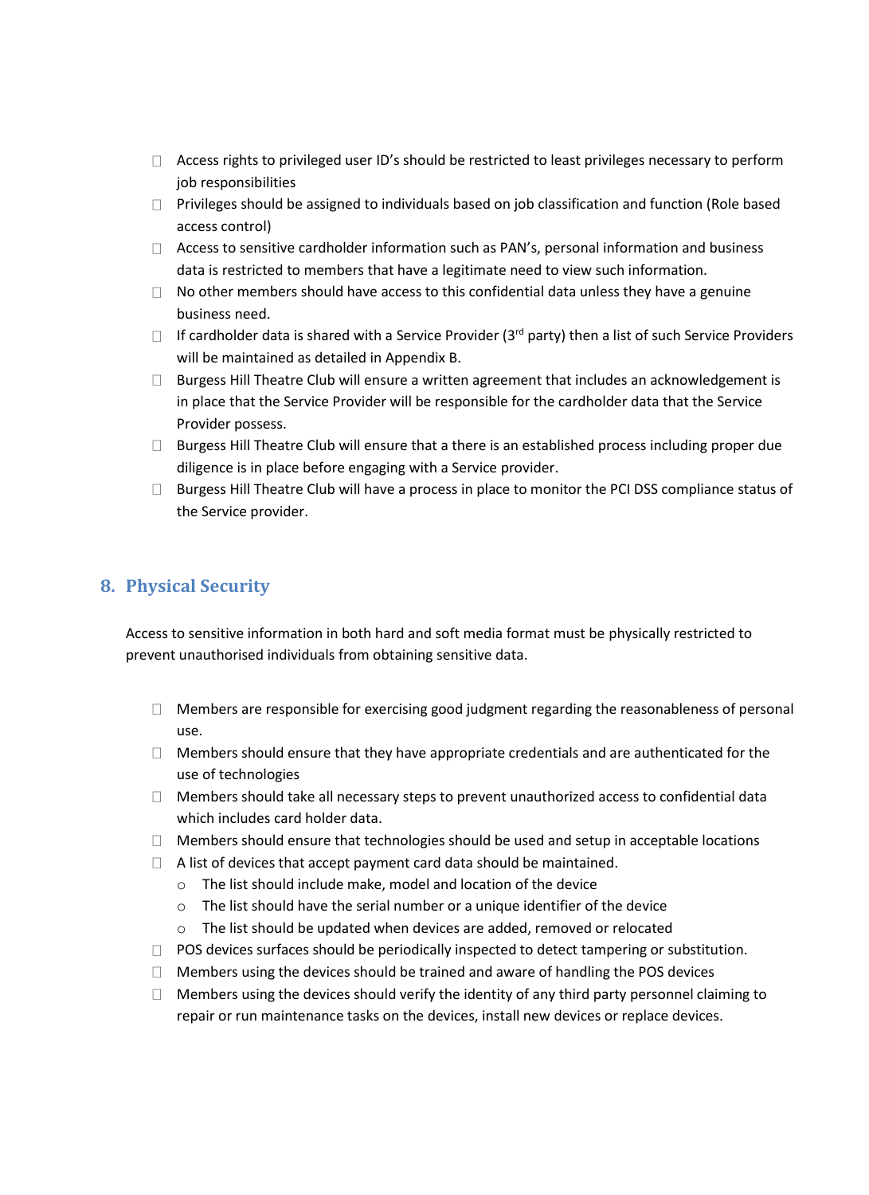- Access rights to privileged user ID's should be restricted to least privileges necessary to perform job responsibilities
- Privileges should be assigned to individuals based on job classification and function (Role based access control)
- Access to sensitive cardholder information such as PAN's, personal information and business data is restricted to members that have a legitimate need to view such information.
- No other members should have access to this confidential data unless they have a genuine business need.
- If cardholder data is shared with a Service Provider (3rd party) then a list of such Service Providers will be maintained as detailed in Appendix B.
- Burgess Hill Theatre Club will ensure a written agreement that includes an acknowledgement is in place that the Service Provider will be responsible for the cardholder data that the Service Provider possess.
- Burgess Hill Theatre Club will ensure that a there is an established process including proper due diligence is in place before engaging with a Service provider.
- Burgess Hill Theatre Club will have a process in place to monitor the PCI DSS compliance status of the Service provider.

## 8. Physical Security

Access to sensitive information in both hard and soft media format must be physically restricted to prevent unauthorised individuals from obtaining sensitive data.

- Members are responsible for exercising good judgment regarding the reasonableness of personal use.
- Members should ensure that they have appropriate credentials and are authenticated for the use of technologies
- Members should take all necessary steps to prevent unauthorized access to confidential data which includes card holder data.
- Members should ensure that technologies should be used and setup in acceptable locations
- A list of devices that accept payment card data should be maintained.
  - The list should include make, model and location of the device
  - The list should have the serial number or a unique identifier of the device
  - The list should be updated when devices are added, removed or relocated
- POS devices surfaces should be periodically inspected to detect tampering or substitution.
- Members using the devices should be trained and aware of handling the POS devices
- Members using the devices should verify the identity of any third party personnel claiming to repair or run maintenance tasks on the devices, install new devices or replace devices.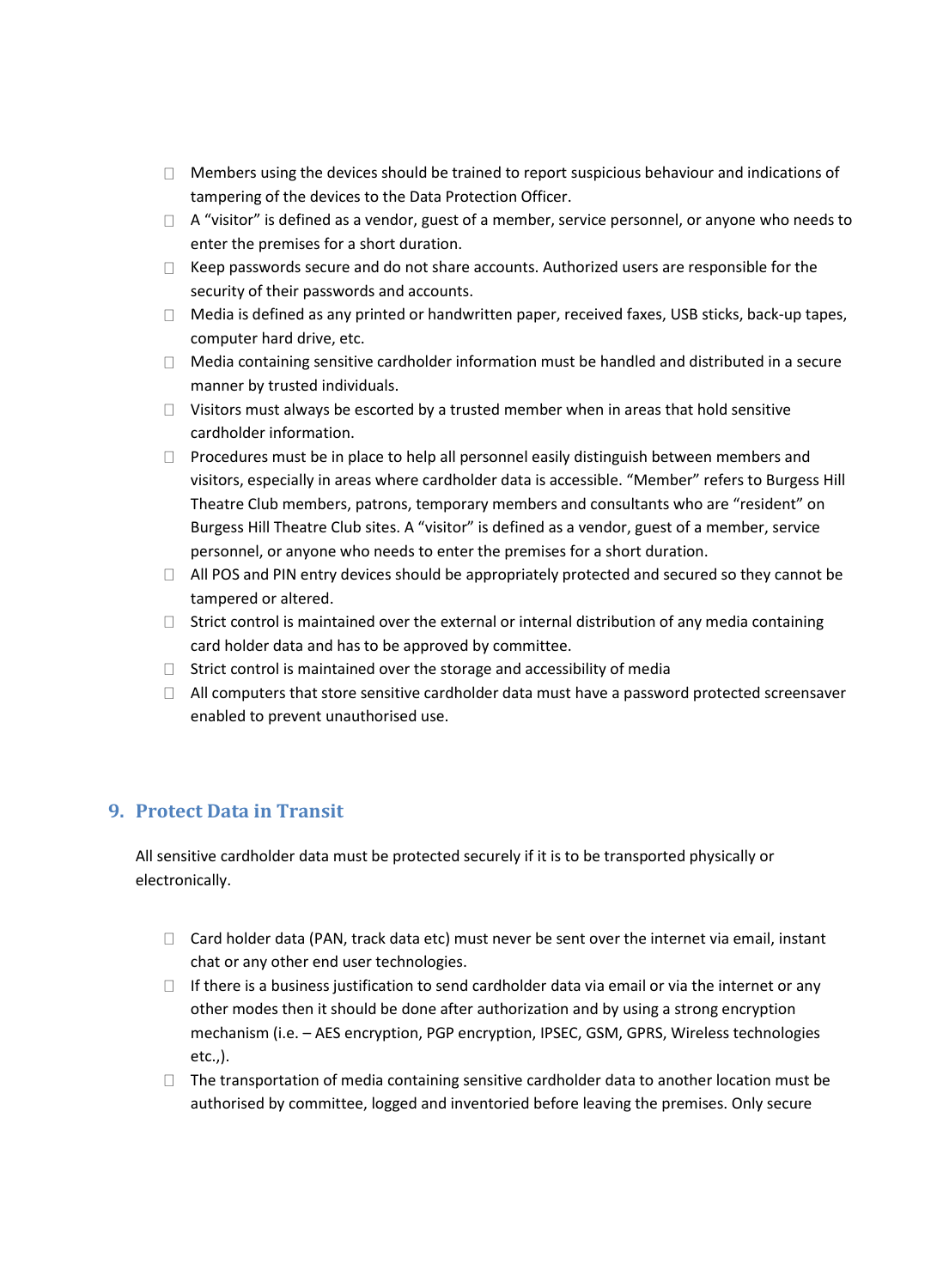- Members using the devices should be trained to report suspicious behaviour and indications of tampering of the devices to the Data Protection Officer.
- A “visitor” is defined as a vendor, guest of a member, service personnel, or anyone who needs to enter the premises for a short duration.
- Keep passwords secure and do not share accounts. Authorized users are responsible for the security of their passwords and accounts.
- Media is defined as any printed or handwritten paper, received faxes, USB sticks, back-up tapes, computer hard drive, etc.
- Media containing sensitive cardholder information must be handled and distributed in a secure manner by trusted individuals.
- Visitors must always be escorted by a trusted member when in areas that hold sensitive cardholder information.
- Procedures must be in place to help all personnel easily distinguish between members and visitors, especially in areas where cardholder data is accessible. “Member” refers to Burgess Hill Theatre Club members, patrons, temporary members and consultants who are “resident” on Burgess Hill Theatre Club sites. A “visitor” is defined as a vendor, guest of a member, service personnel, or anyone who needs to enter the premises for a short duration.
- All POS and PIN entry devices should be appropriately protected and secured so they cannot be tampered or altered.
- Strict control is maintained over the external or internal distribution of any media containing card holder data and has to be approved by committee.
- Strict control is maintained over the storage and accessibility of media
- All computers that store sensitive cardholder data must have a password protected screensaver enabled to prevent unauthorised use.

## 9. Protect Data in Transit

All sensitive cardholder data must be protected securely if it is to be transported physically or electronically.

- Card holder data (PAN, track data etc) must never be sent over the internet via email, instant chat or any other end user technologies.
- If there is a business justification to send cardholder data via email or via the internet or any other modes then it should be done after authorization and by using a strong encryption mechanism (i.e. – AES encryption, PGP encryption, IPSEC, GSM, GPRS, Wireless technologies etc.,).
- The transportation of media containing sensitive cardholder data to another location must be authorised by committee, logged and inventoried before leaving the premises. Only secure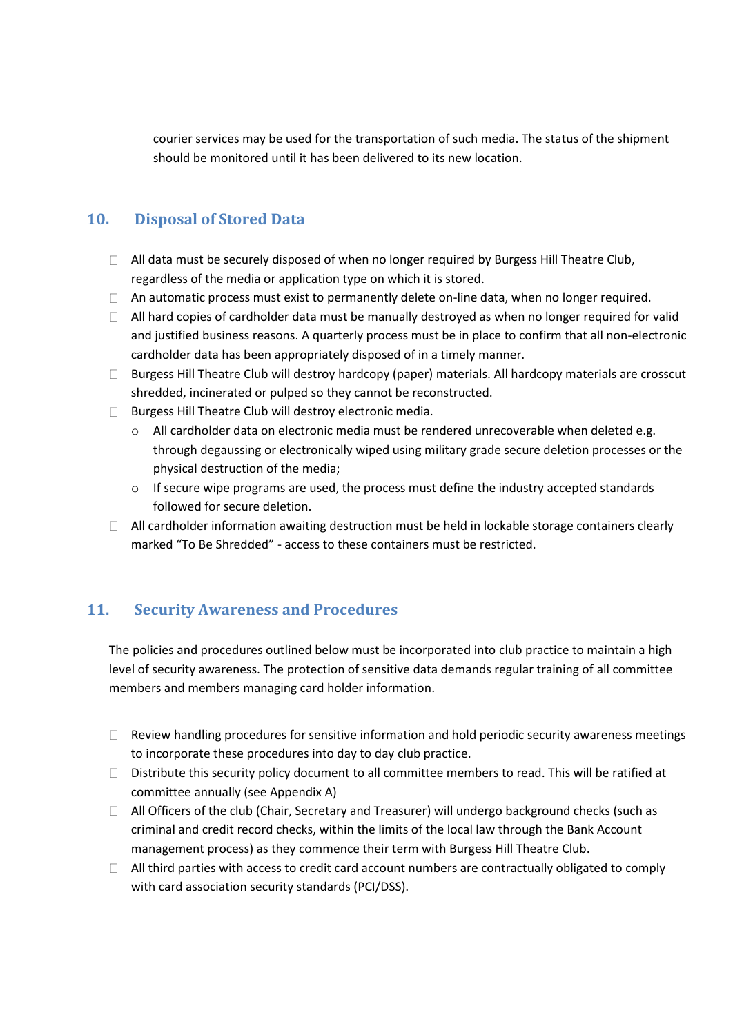courier services may be used for the transportation of such media. The status of the shipment should be monitored until it has been delivered to its new location.

## 10. Disposal of Stored Data

- All data must be securely disposed of when no longer required by Burgess Hill Theatre Club, regardless of the media or application type on which it is stored.
- An automatic process must exist to permanently delete on-line data, when no longer required.
- All hard copies of cardholder data must be manually destroyed as when no longer required for valid and justified business reasons. A quarterly process must be in place to confirm that all non-electronic cardholder data has been appropriately disposed of in a timely manner.
- Burgess Hill Theatre Club will destroy hardcopy (paper) materials. All hardcopy materials are crosscut shredded, incinerated or pulped so they cannot be reconstructed.
- Burgess Hill Theatre Club will destroy electronic media.
  - All cardholder data on electronic media must be rendered unrecoverable when deleted e.g. through degaussing or electronically wiped using military grade secure deletion processes or the physical destruction of the media;
  - If secure wipe programs are used, the process must define the industry accepted standards followed for secure deletion.
- All cardholder information awaiting destruction must be held in lockable storage containers clearly marked "To Be Shredded" - access to these containers must be restricted.

## 11. Security Awareness and Procedures

The policies and procedures outlined below must be incorporated into club practice to maintain a high level of security awareness. The protection of sensitive data demands regular training of all committee members and members managing card holder information.

- Review handling procedures for sensitive information and hold periodic security awareness meetings to incorporate these procedures into day to day club practice.
- Distribute this security policy document to all committee members to read. This will be ratified at committee annually (see Appendix A)
- All Officers of the club (Chair, Secretary and Treasurer) will undergo background checks (such as criminal and credit record checks, within the limits of the local law through the Bank Account management process) as they commence their term with Burgess Hill Theatre Club.
- All third parties with access to credit card account numbers are contractually obligated to comply with card association security standards (PCI/DSS).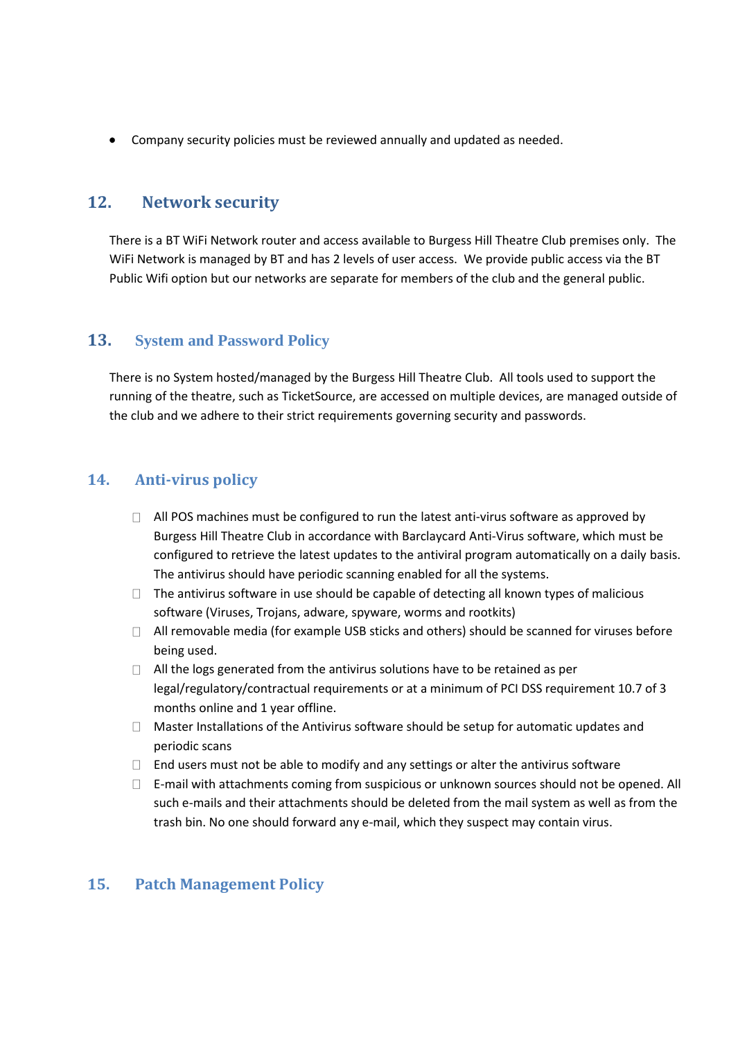- Company security policies must be reviewed annually and updated as needed.

## 12. Network security

There is a BT WiFi Network router and access available to Burgess Hill Theatre Club premises only. The WiFi Network is managed by BT and has 2 levels of user access. We provide public access via the BT Public Wifi option but our networks are separate for members of the club and the general public.

## 13. System and Password Policy

There is no System hosted/managed by the Burgess Hill Theatre Club. All tools used to support the running of the theatre, such as TicketSource, are accessed on multiple devices, are managed outside of the club and we adhere to their strict requirements governing security and passwords.

## 14. Anti-virus policy

- All POS machines must be configured to run the latest anti-virus software as approved by Burgess Hill Theatre Club in accordance with Barclaycard Anti-Virus software, which must be configured to retrieve the latest updates to the antiviral program automatically on a daily basis. The antivirus should have periodic scanning enabled for all the systems.
- The antivirus software in use should be capable of detecting all known types of malicious software (Viruses, Trojans, adware, spyware, worms and rootkits)
- All removable media (for example USB sticks and others) should be scanned for viruses before being used.
- All the logs generated from the antivirus solutions have to be retained as per legal/regulatory/contractual requirements or at a minimum of PCI DSS requirement 10.7 of 3 months online and 1 year offline.
- Master Installations of the Antivirus software should be setup for automatic updates and periodic scans
- End users must not be able to modify and any settings or alter the antivirus software
- E-mail with attachments coming from suspicious or unknown sources should not be opened. All such e-mails and their attachments should be deleted from the mail system as well as from the trash bin. No one should forward any e-mail, which they suspect may contain virus.

## 15. Patch Management Policy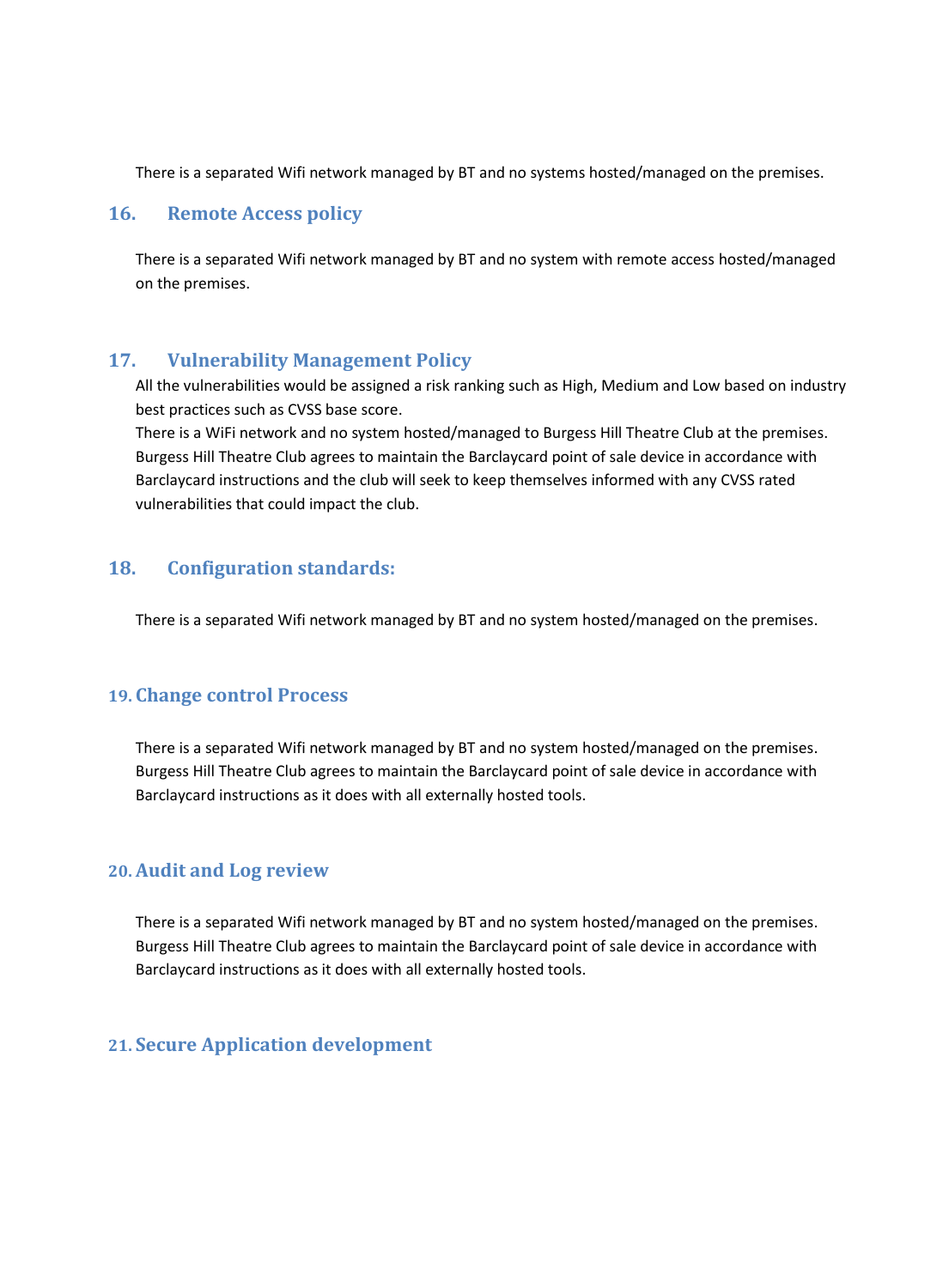There is a separated Wifi network managed by BT and no systems hosted/managed on the premises.

## 16. Remote Access policy

There is a separated Wifi network managed by BT and no system with remote access hosted/managed on the premises.

## 17. Vulnerability Management Policy

All the vulnerabilities would be assigned a risk ranking such as High, Medium and Low based on industry best practices such as CVSS base score.
There is a WiFi network and no system hosted/managed to Burgess Hill Theatre Club at the premises. Burgess Hill Theatre Club agrees to maintain the Barclaycard point of sale device in accordance with Barclaycard instructions and the club will seek to keep themselves informed with any CVSS rated vulnerabilities that could impact the club.

## 18. Configuration standards:

There is a separated Wifi network managed by BT and no system hosted/managed on the premises.

## 19. Change control Process

There is a separated Wifi network managed by BT and no system hosted/managed on the premises. Burgess Hill Theatre Club agrees to maintain the Barclaycard point of sale device in accordance with Barclaycard instructions as it does with all externally hosted tools.

## 20. Audit and Log review

There is a separated Wifi network managed by BT and no system hosted/managed on the premises. Burgess Hill Theatre Club agrees to maintain the Barclaycard point of sale device in accordance with Barclaycard instructions as it does with all externally hosted tools.

## 21. Secure Application development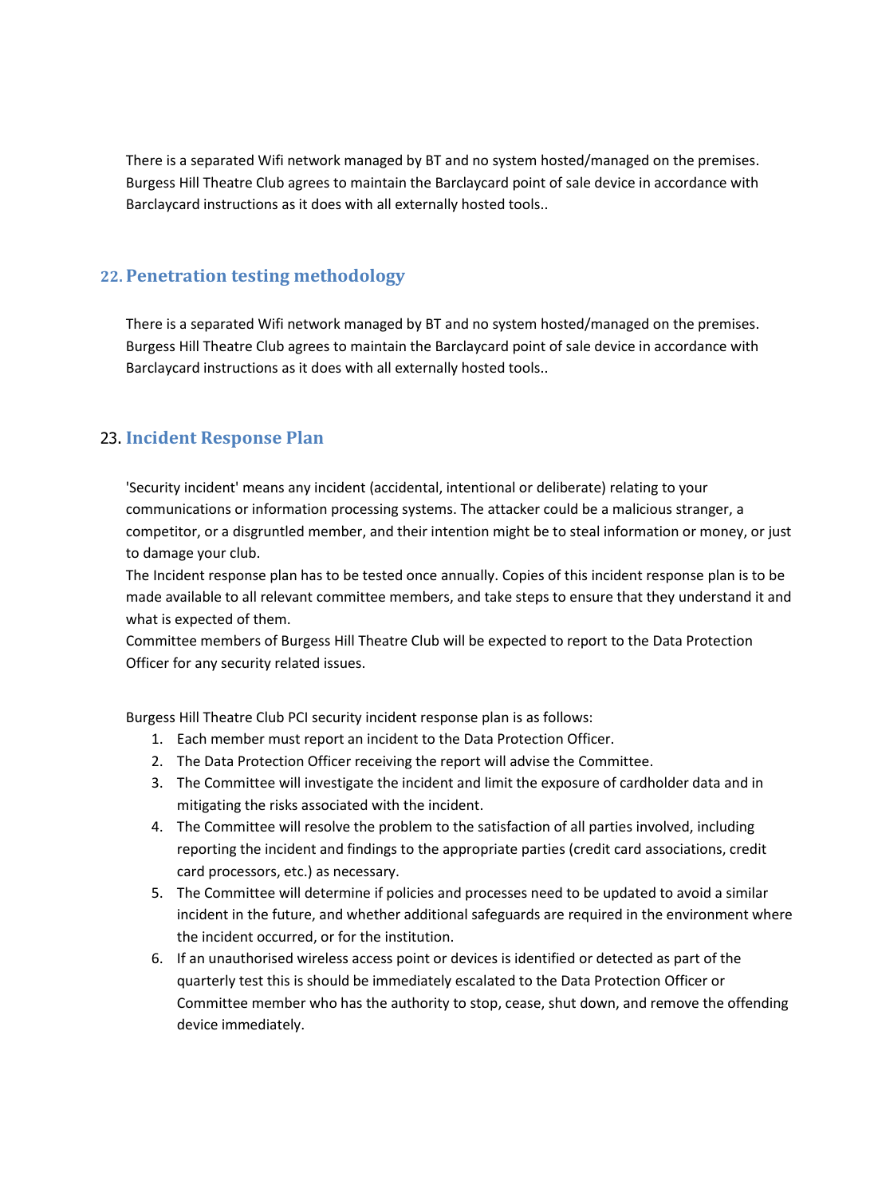There is a separated Wifi network managed by BT and no system hosted/managed on the premises. Burgess Hill Theatre Club agrees to maintain the Barclaycard point of sale device in accordance with Barclaycard instructions as it does with all externally hosted tools..

## 22. Penetration testing methodology

There is a separated Wifi network managed by BT and no system hosted/managed on the premises. Burgess Hill Theatre Club agrees to maintain the Barclaycard point of sale device in accordance with Barclaycard instructions as it does with all externally hosted tools..

## 23. Incident Response Plan

'Security incident' means any incident (accidental, intentional or deliberate) relating to your communications or information processing systems. The attacker could be a malicious stranger, a competitor, or a disgruntled member, and their intention might be to steal information or money, or just to damage your club.
The Incident response plan has to be tested once annually. Copies of this incident response plan is to be made available to all relevant committee members, and take steps to ensure that they understand it and what is expected of them.
Committee members of Burgess Hill Theatre Club will be expected to report to the Data Protection Officer for any security related issues.

Burgess Hill Theatre Club PCI security incident response plan is as follows:

1. Each member must report an incident to the Data Protection Officer.
2. The Data Protection Officer receiving the report will advise the Committee.
3. The Committee will investigate the incident and limit the exposure of cardholder data and in mitigating the risks associated with the incident.
4. The Committee will resolve the problem to the satisfaction of all parties involved, including reporting the incident and findings to the appropriate parties (credit card associations, credit card processors, etc.) as necessary.
5. The Committee will determine if policies and processes need to be updated to avoid a similar incident in the future, and whether additional safeguards are required in the environment where the incident occurred, or for the institution.
6. If an unauthorised wireless access point or devices is identified or detected as part of the quarterly test this is should be immediately escalated to the Data Protection Officer or Committee member who has the authority to stop, cease, shut down, and remove the offending device immediately.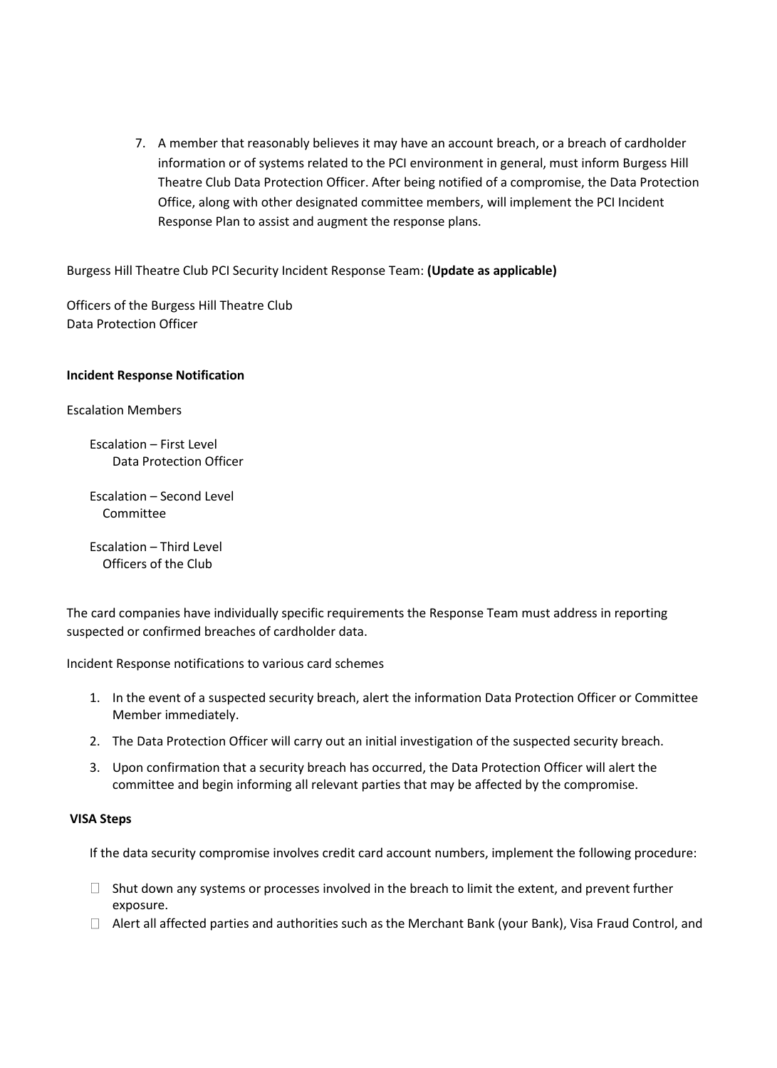7. A member that reasonably believes it may have an account breach, or a breach of cardholder information or of systems related to the PCI environment in general, must inform Burgess Hill Theatre Club Data Protection Officer. After being notified of a compromise, the Data Protection Office, along with other designated committee members, will implement the PCI Incident Response Plan to assist and augment the response plans.

Burgess Hill Theatre Club PCI Security Incident Response Team: **(Update as applicable)**

Officers of the Burgess Hill Theatre Club
Data Protection Officer

**Incident Response Notification**

Escalation Members

Escalation – First Level
Data Protection Officer

Escalation – Second Level
Committee

Escalation – Third Level
Officers of the Club

The card companies have individually specific requirements the Response Team must address in reporting suspected or confirmed breaches of cardholder data.

Incident Response notifications to various card schemes

1. In the event of a suspected security breach, alert the information Data Protection Officer or Committee Member immediately.
2. The Data Protection Officer will carry out an initial investigation of the suspected security breach.
3. Upon confirmation that a security breach has occurred, the Data Protection Officer will alert the committee and begin informing all relevant parties that may be affected by the compromise.

**VISA Steps**

If the data security compromise involves credit card account numbers, implement the following procedure:

- Shut down any systems or processes involved in the breach to limit the extent, and prevent further exposure.
- Alert all affected parties and authorities such as the Merchant Bank (your Bank), Visa Fraud Control, and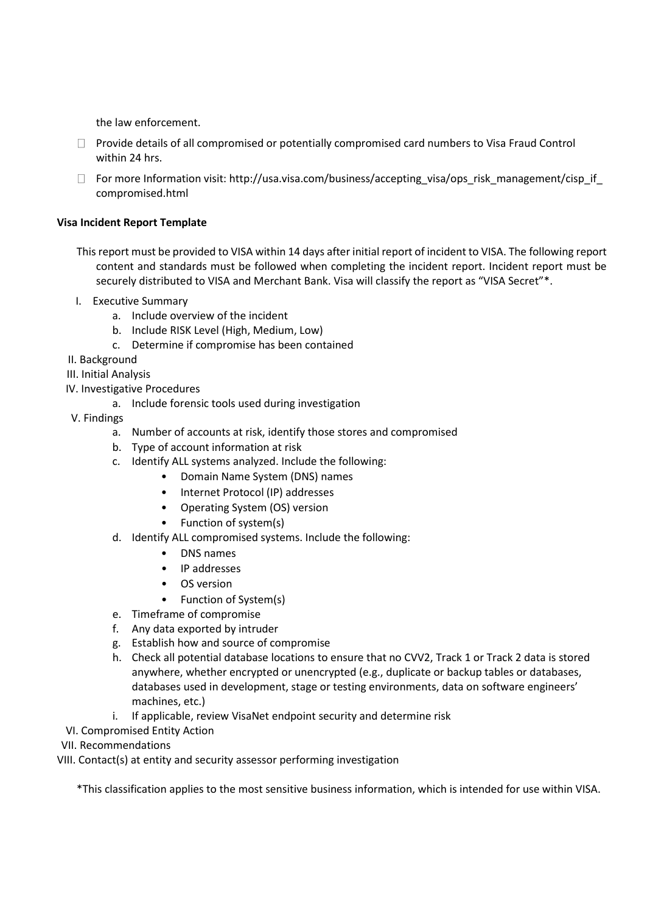the law enforcement.

- Provide details of all compromised or potentially compromised card numbers to Visa Fraud Control within 24 hrs.
- For more Information visit: http://usa.visa.com/business/accepting_visa/ops_risk_management/cisp_if_compromised.html

**Visa Incident Report Template**

This report must be provided to VISA within 14 days after initial report of incident to VISA. The following report content and standards must be followed when completing the incident report. Incident report must be securely distributed to VISA and Merchant Bank. Visa will classify the report as "VISA Secret"*.

I. Executive Summary
   a. Include overview of the incident
   b. Include RISK Level (High, Medium, Low)
   c. Determine if compromise has been contained

II. Background

III. Initial Analysis

IV. Investigative Procedures
   a. Include forensic tools used during investigation

V. Findings
   a. Number of accounts at risk, identify those stores and compromised
   b. Type of account information at risk
   c. Identify ALL systems analyzed. Include the following:
      - Domain Name System (DNS) names
      - Internet Protocol (IP) addresses
      - Operating System (OS) version
      - Function of system(s)
   d. Identify ALL compromised systems. Include the following:
      - DNS names
      - IP addresses
      - OS version
      - Function of System(s)
   e. Timeframe of compromise
   f. Any data exported by intruder
   g. Establish how and source of compromise
   h. Check all potential database locations to ensure that no CVV2, Track 1 or Track 2 data is stored anywhere, whether encrypted or unencrypted (e.g., duplicate or backup tables or databases, databases used in development, stage or testing environments, data on software engineers' machines, etc.)
   i. If applicable, review VisaNet endpoint security and determine risk

VI. Compromised Entity Action

VII. Recommendations

VIII. Contact(s) at entity and security assessor performing investigation

*This classification applies to the most sensitive business information, which is intended for use within VISA.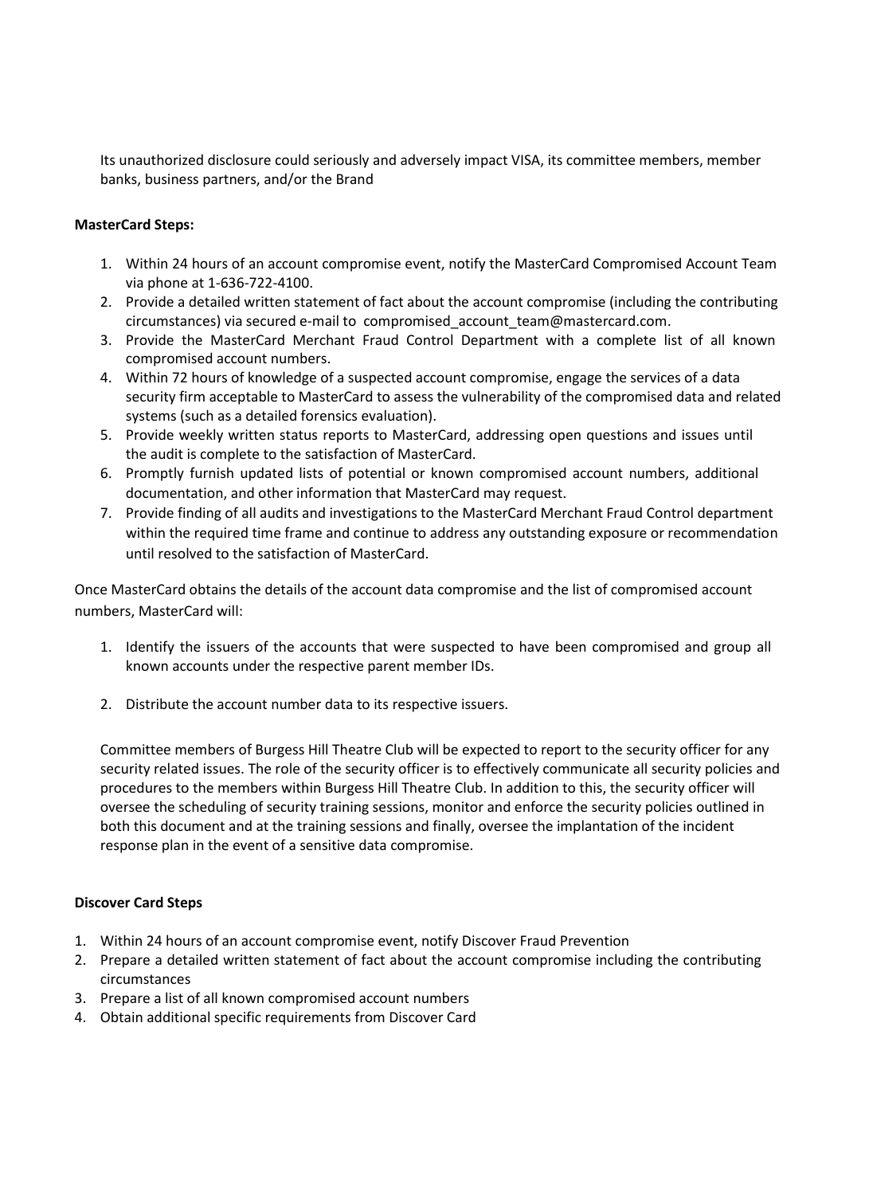Its unauthorized disclosure could seriously and adversely impact VISA, its committee members, member banks, business partners, and/or the Brand

**MasterCard Steps:**

1. Within 24 hours of an account compromise event, notify the MasterCard Compromised Account Team via phone at 1-636-722-4100.
2. Provide a detailed written statement of fact about the account compromise (including the contributing circumstances) via secured e-mail to compromised_account_team@mastercard.com.
3. Provide the MasterCard Merchant Fraud Control Department with a complete list of all known compromised account numbers.
4. Within 72 hours of knowledge of a suspected account compromise, engage the services of a data security firm acceptable to MasterCard to assess the vulnerability of the compromised data and related systems (such as a detailed forensics evaluation).
5. Provide weekly written status reports to MasterCard, addressing open questions and issues until the audit is complete to the satisfaction of MasterCard.
6. Promptly furnish updated lists of potential or known compromised account numbers, additional documentation, and other information that MasterCard may request.
7. Provide finding of all audits and investigations to the MasterCard Merchant Fraud Control department within the required time frame and continue to address any outstanding exposure or recommendation until resolved to the satisfaction of MasterCard.

Once MasterCard obtains the details of the account data compromise and the list of compromised account numbers, MasterCard will:

1. Identify the issuers of the accounts that were suspected to have been compromised and group all known accounts under the respective parent member IDs.
2. Distribute the account number data to its respective issuers.

Committee members of Burgess Hill Theatre Club will be expected to report to the security officer for any security related issues. The role of the security officer is to effectively communicate all security policies and procedures to the members within Burgess Hill Theatre Club. In addition to this, the security officer will oversee the scheduling of security training sessions, monitor and enforce the security policies outlined in both this document and at the training sessions and finally, oversee the implantation of the incident response plan in the event of a sensitive data compromise.

**Discover Card Steps**

1. Within 24 hours of an account compromise event, notify Discover Fraud Prevention
2. Prepare a detailed written statement of fact about the account compromise including the contributing circumstances
3. Prepare a list of all known compromised account numbers
4. Obtain additional specific requirements from Discover Card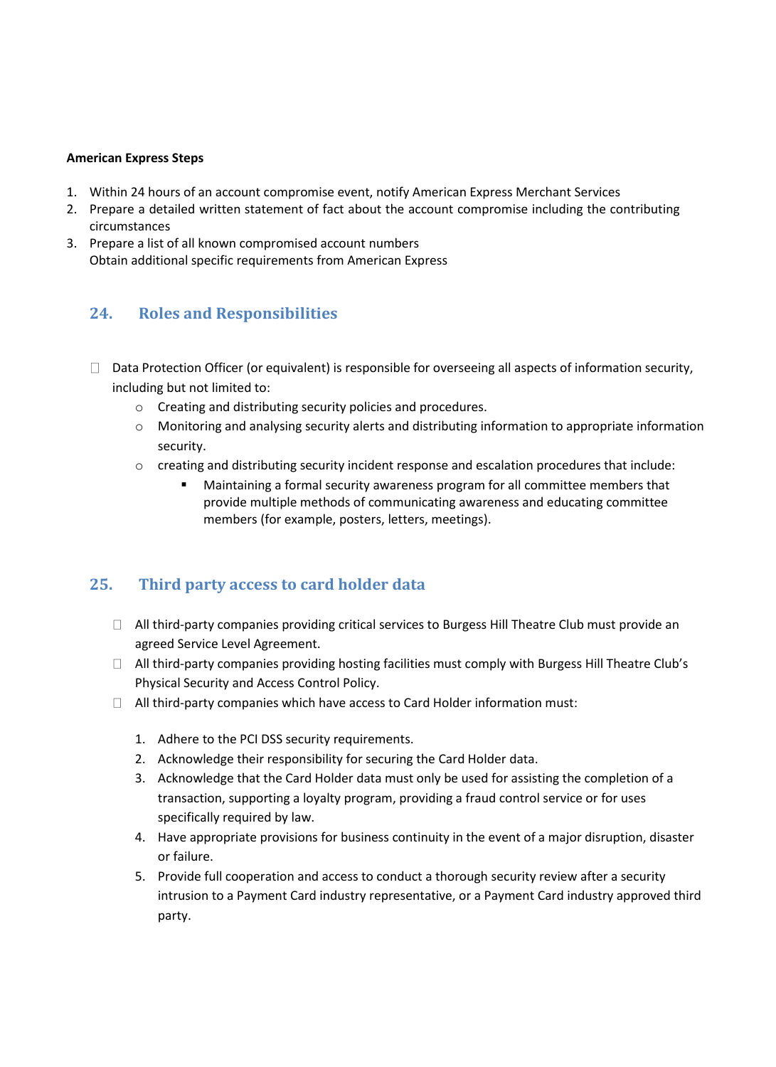**American Express Steps**

1. Within 24 hours of an account compromise event, notify American Express Merchant Services
2. Prepare a detailed written statement of fact about the account compromise including the contributing circumstances
3. Prepare a list of all known compromised account numbers
   Obtain additional specific requirements from American Express

## 24. Roles and Responsibilities

- Data Protection Officer (or equivalent) is responsible for overseeing all aspects of information security, including but not limited to:
  - Creating and distributing security policies and procedures.
  - Monitoring and analysing security alerts and distributing information to appropriate information security.
  - creating and distributing security incident response and escalation procedures that include:
    - Maintaining a formal security awareness program for all committee members that provide multiple methods of communicating awareness and educating committee members (for example, posters, letters, meetings).

## 25. Third party access to card holder data

- All third-party companies providing critical services to Burgess Hill Theatre Club must provide an agreed Service Level Agreement.
- All third-party companies providing hosting facilities must comply with Burgess Hill Theatre Club's Physical Security and Access Control Policy.
- All third-party companies which have access to Card Holder information must:

  1. Adhere to the PCI DSS security requirements.
  2. Acknowledge their responsibility for securing the Card Holder data.
  3. Acknowledge that the Card Holder data must only be used for assisting the completion of a transaction, supporting a loyalty program, providing a fraud control service or for uses specifically required by law.
  4. Have appropriate provisions for business continuity in the event of a major disruption, disaster or failure.
  5. Provide full cooperation and access to conduct a thorough security review after a security intrusion to a Payment Card industry representative, or a Payment Card industry approved third party.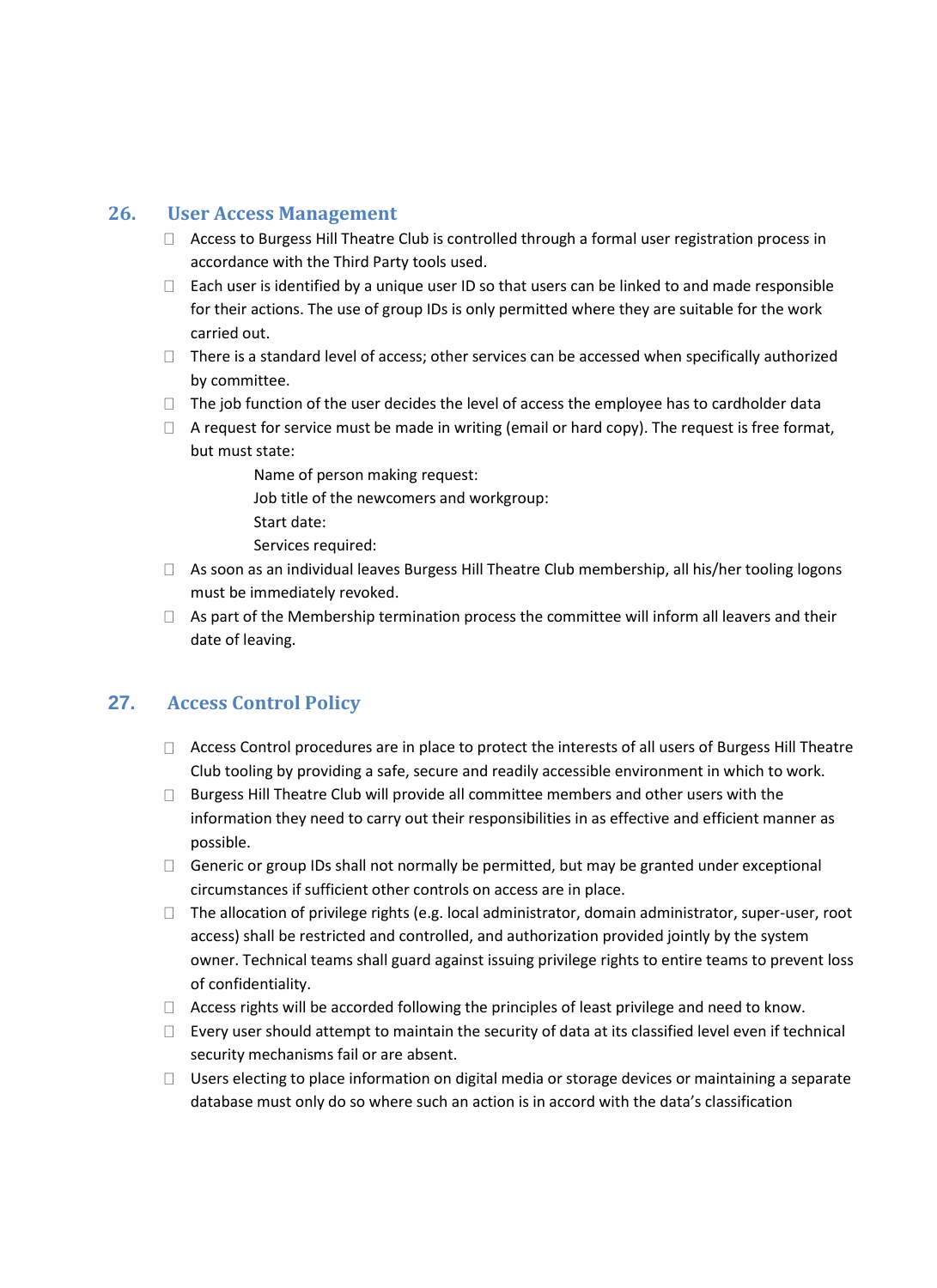## 26. User Access Management

- Access to Burgess Hill Theatre Club is controlled through a formal user registration process in accordance with the Third Party tools used.
- Each user is identified by a unique user ID so that users can be linked to and made responsible for their actions. The use of group IDs is only permitted where they are suitable for the work carried out.
- There is a standard level of access; other services can be accessed when specifically authorized by committee.
- The job function of the user decides the level of access the employee has to cardholder data
- A request for service must be made in writing (email or hard copy). The request is free format, but must state:

  Name of person making request:
  Job title of the newcomers and workgroup:
  Start date:
  Services required:
- As soon as an individual leaves Burgess Hill Theatre Club membership, all his/her tooling logons must be immediately revoked.
- As part of the Membership termination process the committee will inform all leavers and their date of leaving.

## 27. Access Control Policy

- Access Control procedures are in place to protect the interests of all users of Burgess Hill Theatre Club tooling by providing a safe, secure and readily accessible environment in which to work.
- Burgess Hill Theatre Club will provide all committee members and other users with the information they need to carry out their responsibilities in as effective and efficient manner as possible.
- Generic or group IDs shall not normally be permitted, but may be granted under exceptional circumstances if sufficient other controls on access are in place.
- The allocation of privilege rights (e.g. local administrator, domain administrator, super-user, root access) shall be restricted and controlled, and authorization provided jointly by the system owner. Technical teams shall guard against issuing privilege rights to entire teams to prevent loss of confidentiality.
- Access rights will be accorded following the principles of least privilege and need to know.
- Every user should attempt to maintain the security of data at its classified level even if technical security mechanisms fail or are absent.
- Users electing to place information on digital media or storage devices or maintaining a separate database must only do so where such an action is in accord with the data's classification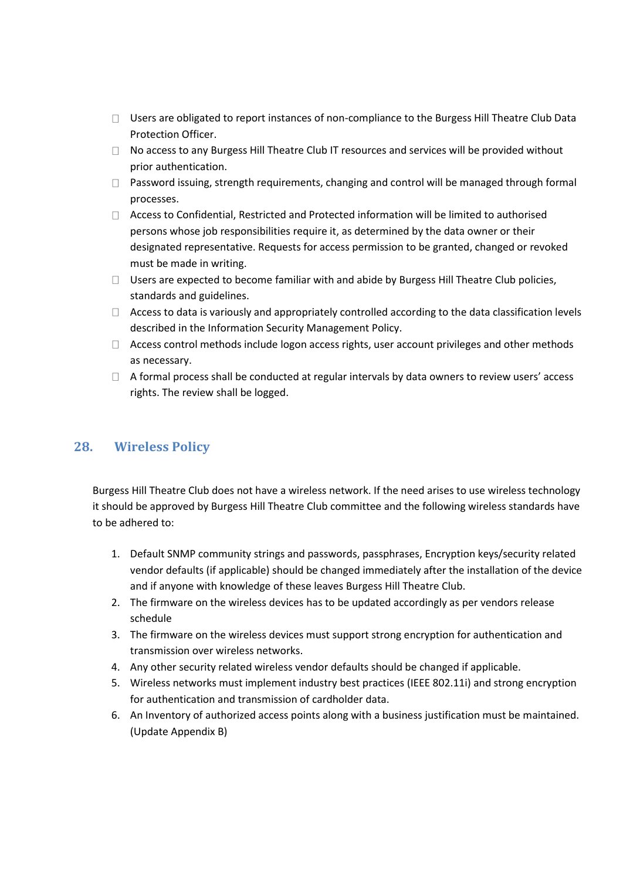- Users are obligated to report instances of non-compliance to the Burgess Hill Theatre Club Data Protection Officer.
- No access to any Burgess Hill Theatre Club IT resources and services will be provided without prior authentication.
- Password issuing, strength requirements, changing and control will be managed through formal processes.
- Access to Confidential, Restricted and Protected information will be limited to authorised persons whose job responsibilities require it, as determined by the data owner or their designated representative. Requests for access permission to be granted, changed or revoked must be made in writing.
- Users are expected to become familiar with and abide by Burgess Hill Theatre Club policies, standards and guidelines.
- Access to data is variously and appropriately controlled according to the data classification levels described in the Information Security Management Policy.
- Access control methods include logon access rights, user account privileges and other methods as necessary.
- A formal process shall be conducted at regular intervals by data owners to review users' access rights. The review shall be logged.

## 28. Wireless Policy

Burgess Hill Theatre Club does not have a wireless network. If the need arises to use wireless technology it should be approved by Burgess Hill Theatre Club committee and the following wireless standards have to be adhered to:

1. Default SNMP community strings and passwords, passphrases, Encryption keys/security related vendor defaults (if applicable) should be changed immediately after the installation of the device and if anyone with knowledge of these leaves Burgess Hill Theatre Club.
2. The firmware on the wireless devices has to be updated accordingly as per vendors release schedule
3. The firmware on the wireless devices must support strong encryption for authentication and transmission over wireless networks.
4. Any other security related wireless vendor defaults should be changed if applicable.
5. Wireless networks must implement industry best practices (IEEE 802.11i) and strong encryption for authentication and transmission of cardholder data.
6. An Inventory of authorized access points along with a business justification must be maintained. (Update Appendix B)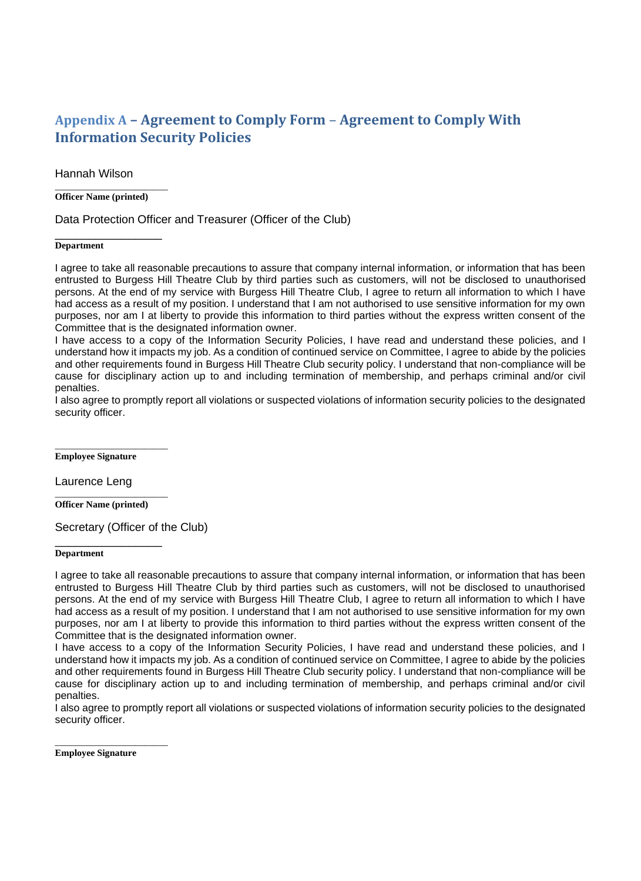## Appendix A – Agreement to Comply Form – Agreement to Comply With Information Security Policies

Hannah Wilson

____________________

**Officer Name (printed)**

Data Protection Officer and Treasurer (Officer of the Club)

____________________

**Department**

I agree to take all reasonable precautions to assure that company internal information, or information that has been entrusted to Burgess Hill Theatre Club by third parties such as customers, will not be disclosed to unauthorised persons. At the end of my service with Burgess Hill Theatre Club, I agree to return all information to which I have had access as a result of my position. I understand that I am not authorised to use sensitive information for my own purposes, nor am I at liberty to provide this information to third parties without the express written consent of the Committee that is the designated information owner.

I have access to a copy of the Information Security Policies, I have read and understand these policies, and I understand how it impacts my job. As a condition of continued service on Committee, I agree to abide by the policies and other requirements found in Burgess Hill Theatre Club security policy. I understand that non-compliance will be cause for disciplinary action up to and including termination of membership, and perhaps criminal and/or civil penalties.

I also agree to promptly report all violations or suspected violations of information security policies to the designated security officer.

____________________

**Employee Signature**

Laurence Leng

____________________

**Officer Name (printed)**

Secretary (Officer of the Club)

____________________

**Department**

I agree to take all reasonable precautions to assure that company internal information, or information that has been entrusted to Burgess Hill Theatre Club by third parties such as customers, will not be disclosed to unauthorised persons. At the end of my service with Burgess Hill Theatre Club, I agree to return all information to which I have had access as a result of my position. I understand that I am not authorised to use sensitive information for my own purposes, nor am I at liberty to provide this information to third parties without the express written consent of the Committee that is the designated information owner.

I have access to a copy of the Information Security Policies, I have read and understand these policies, and I understand how it impacts my job. As a condition of continued service on Committee, I agree to abide by the policies and other requirements found in Burgess Hill Theatre Club security policy. I understand that non-compliance will be cause for disciplinary action up to and including termination of membership, and perhaps criminal and/or civil penalties.

I also agree to promptly report all violations or suspected violations of information security policies to the designated security officer.

____________________

**Employee Signature**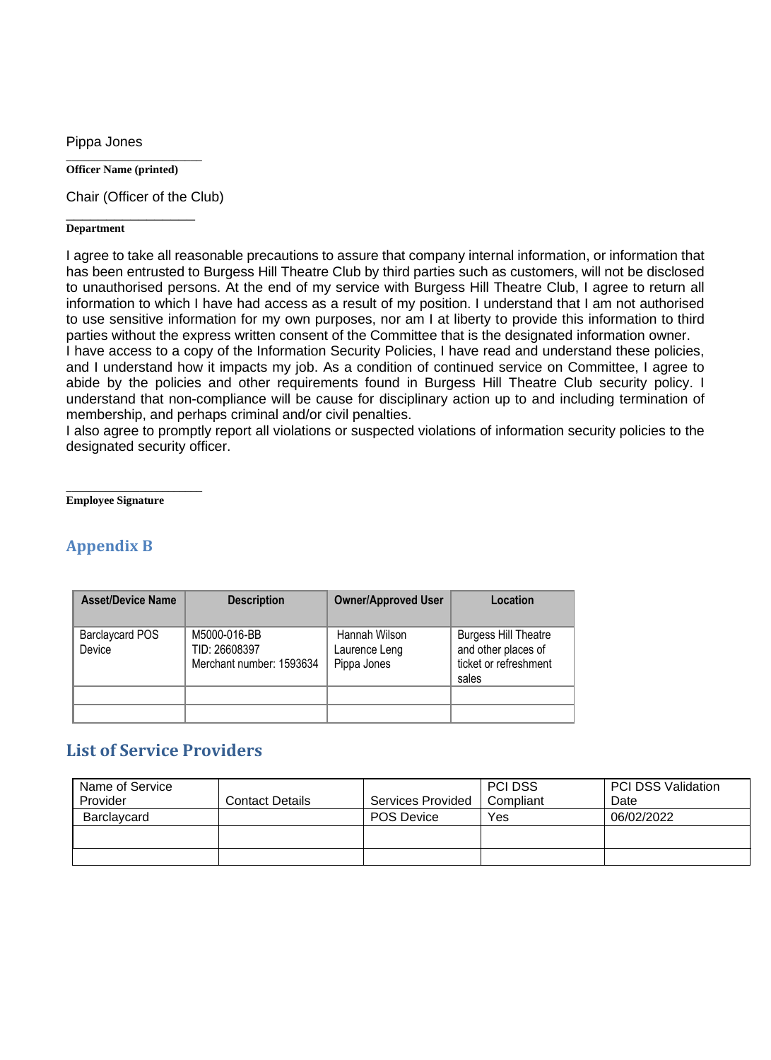Pippa Jones

**Officer Name (printed)**

Chair (Officer of the Club)

**Department**

I agree to take all reasonable precautions to assure that company internal information, or information that has been entrusted to Burgess Hill Theatre Club by third parties such as customers, will not be disclosed to unauthorised persons. At the end of my service with Burgess Hill Theatre Club, I agree to return all information to which I have had access as a result of my position. I understand that I am not authorised to use sensitive information for my own purposes, nor am I at liberty to provide this information to third parties without the express written consent of the Committee that is the designated information owner.
I have access to a copy of the Information Security Policies, I have read and understand these policies, and I understand how it impacts my job. As a condition of continued service on Committee, I agree to abide by the policies and other requirements found in Burgess Hill Theatre Club security policy. I understand that non-compliance will be cause for disciplinary action up to and including termination of membership, and perhaps criminal and/or civil penalties.
I also agree to promptly report all violations or suspected violations of information security policies to the designated security officer.

**Employee Signature**

## Appendix B

| Asset/Device Name | Description | Owner/Approved User | Location |
|---|---|---|---|
| Barclaycard POS Device | M5000-016-BB<br>TID: 26608397<br>Merchant number: 1593634 | Hannah Wilson<br>Laurence Leng<br>Pippa Jones | Burgess Hill Theatre and other places of ticket or refreshment sales |
| | | | |
| | | | |

## List of Service Providers

| Name of Service Provider | Contact Details | Services Provided | PCI DSS Compliant | PCI DSS Validation Date |
|---|---|---|---|---|
| Barclaycard | | POS Device | Yes | 06/02/2022 |
| | | | | |
| | | | | |